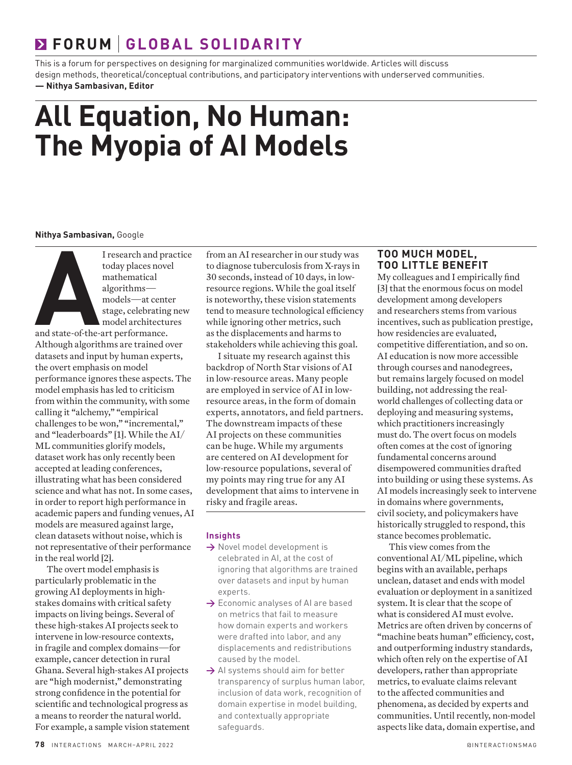# FORUM | GLOBAL SOLIDARITY

This is a forum for perspectives on designing for marginalized communities worldwide. Articles will discuss design methods, theoretical/conceptual contributions, and participatory interventions with underserved communities.
**— Nithya Sambasivan, Editor**

# All Equation, No Human: The Myopia of AI Models

**Nithya Sambasivan,** Google

AI research and practice today places novel mathematical algorithms—models—at center stage, celebrating new model architectures and state-of-the-art performance. Although algorithms are trained over datasets and input by human experts, the overt emphasis on model performance ignores these aspects. The model emphasis has led to criticism from within the community, with some calling it "alchemy," "empirical challenges to be won," "incremental," and "leaderboards" [1]. While the AI/ML communities glorify models, dataset work has only recently been accepted at leading conferences, illustrating what has been considered science and what has not. In some cases, in order to report high performance in academic papers and funding venues, AI models are measured against large, clean datasets without noise, which is not representative of their performance in the real world [2].

The overt model emphasis is particularly problematic in the growing AI deployments in high-stakes domains with critical safety impacts on living beings. Several of these high-stakes AI projects seek to intervene in low-resource contexts, in fragile and complex domains—for example, cancer detection in rural Ghana. Several high-stakes AI projects are "high modernist," demonstrating strong confidence in the potential for scientific and technological progress as a means to reorder the natural world. For example, a sample vision statement from an AI researcher in our study was to diagnose tuberculosis from X-rays in 30 seconds, instead of 10 days, in low-resource regions. While the goal itself is noteworthy, these vision statements tend to measure technological efficiency while ignoring other metrics, such as the displacements and harms to stakeholders while achieving this goal.

I situate my research against this backdrop of North Star visions of AI in low-resource areas. Many people are employed in service of AI in low-resource areas, in the form of domain experts, annotators, and field partners. The downstream impacts of these AI projects on these communities can be huge. While my arguments are centered on AI development for low-resource populations, several of my points may ring true for any AI development that aims to intervene in risky and fragile areas.

**Insights**

- → Novel model development is celebrated in AI, at the cost of ignoring that algorithms are trained over datasets and input by human experts.
- → Economic analyses of AI are based on metrics that fail to measure how domain experts and workers were drafted into labor, and any displacements and redistributions caused by the model.
- → AI systems should aim for better transparency of surplus human labor, inclusion of data work, recognition of domain expertise in model building, and contextually appropriate safeguards.

## TOO MUCH MODEL, TOO LITTLE BENEFIT

My colleagues and I empirically find [3] that the enormous focus on model development among developers and researchers stems from various incentives, such as publication prestige, how residencies are evaluated, competitive differentiation, and so on. AI education is now more accessible through courses and nanodegrees, but remains largely focused on model building, not addressing the real-world challenges of collecting data or deploying and measuring systems, which practitioners increasingly must do. The overt focus on models often comes at the cost of ignoring fundamental concerns around disempowered communities drafted into building or using these systems. As AI models increasingly seek to intervene in domains where governments, civil society, and policymakers have historically struggled to respond, this stance becomes problematic.

This view comes from the conventional AI/ML pipeline, which begins with an available, perhaps unclean, dataset and ends with model evaluation or deployment in a sanitized system. It is clear that the scope of what is considered AI must evolve. Metrics are often driven by concerns of "machine beats human" efficiency, cost, and outperforming industry standards, which often rely on the expertise of AI developers, rather than appropriate metrics, to evaluate claims relevant to the affected communities and phenomena, as decided by experts and communities. Until recently, non-model aspects like data, domain expertise, and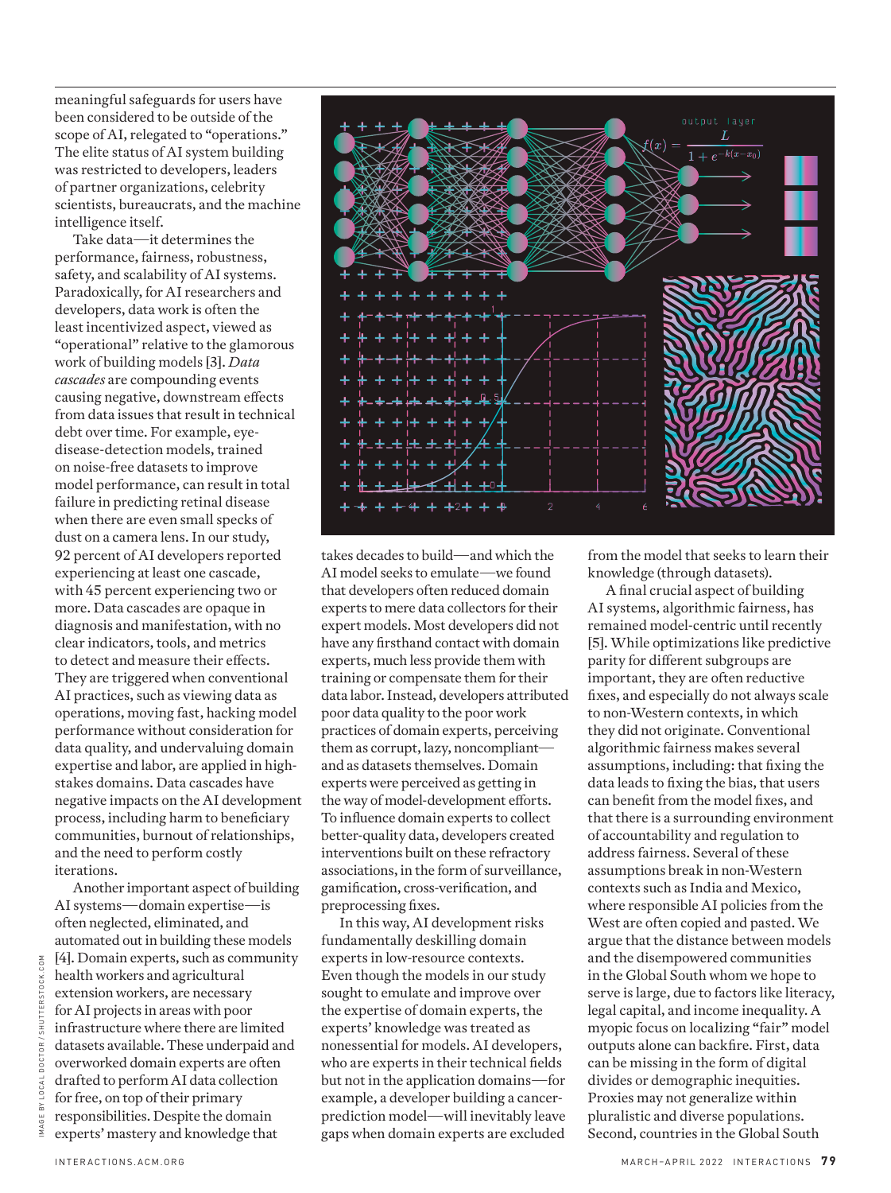meaningful safeguards for users have been considered to be outside of the scope of AI, relegated to "operations." The elite status of AI system building was restricted to developers, leaders of partner organizations, celebrity scientists, bureaucrats, and the machine intelligence itself.

Take data—it determines the performance, fairness, robustness, safety, and scalability of AI systems. Paradoxically, for AI researchers and developers, data work is often the least incentivized aspect, viewed as "operational" relative to the glamorous work of building models [3]. *Data cascades* are compounding events causing negative, downstream effects from data issues that result in technical debt over time. For example, eye-disease-detection models, trained on noise-free datasets to improve model performance, can result in total failure in predicting retinal disease when there are even small specks of dust on a camera lens. In our study, 92 percent of AI developers reported experiencing at least one cascade, with 45 percent experiencing two or more. Data cascades are opaque in diagnosis and manifestation, with no clear indicators, tools, and metrics to detect and measure their effects. They are triggered when conventional AI practices, such as viewing data as operations, moving fast, hacking model performance without consideration for data quality, and undervaluing domain expertise and labor, are applied in high-stakes domains. Data cascades have negative impacts on the AI development process, including harm to beneficiary communities, burnout of relationships, and the need to perform costly iterations.

Another important aspect of building AI systems—domain expertise—is often neglected, eliminated, and automated out in building these models [4]. Domain experts, such as community health workers and agricultural extension workers, are necessary for AI projects in areas with poor infrastructure where there are limited datasets available. These underpaid and overworked domain experts are often drafted to perform AI data collection for free, on top of their primary responsibilities. Despite the domain experts' mastery and knowledge that takes decades to build—and which the AI model seeks to emulate—we found that developers often reduced domain experts to mere data collectors for their expert models. Most developers did not have any firsthand contact with domain experts, much less provide them with training or compensate them for their data labor. Instead, developers attributed poor data quality to the poor work practices of domain experts, perceiving them as corrupt, lazy, noncompliant—and as datasets themselves. Domain experts were perceived as getting in the way of model-development efforts. To influence domain experts to collect better-quality data, developers created interventions built on these refractory associations, in the form of surveillance, gamification, cross-verification, and preprocessing fixes.

In this way, AI development risks fundamentally deskilling domain experts in low-resource contexts. Even though the models in our study sought to emulate and improve over the expertise of domain experts, the experts' knowledge was treated as nonessential for models. AI developers, who are experts in their technical fields but not in the application domains—for example, a developer building a cancer-prediction model—will inevitably leave gaps when domain experts are excluded from the model that seeks to learn their knowledge (through datasets).

A final crucial aspect of building AI systems, algorithmic fairness, has remained model-centric until recently [5]. While optimizations like predictive parity for different subgroups are important, they are often reductive fixes, and especially do not always scale to non-Western contexts, in which they did not originate. Conventional algorithmic fairness makes several assumptions, including: that fixing the data leads to fixing the bias, that users can benefit from the model fixes, and that there is a surrounding environment of accountability and regulation to address fairness. Several of these assumptions break in non-Western contexts such as India and Mexico, where responsible AI policies from the West are often copied and pasted. We argue that the distance between models and the disempowered communities in the Global South whom we hope to serve is large, due to factors like literacy, legal capital, and income inequality. A myopic focus on localizing "fair" model outputs alone can backfire. First, data can be missing in the form of digital divides or demographic inequities. Proxies may not generalize within pluralistic and diverse populations. Second, countries in the Global South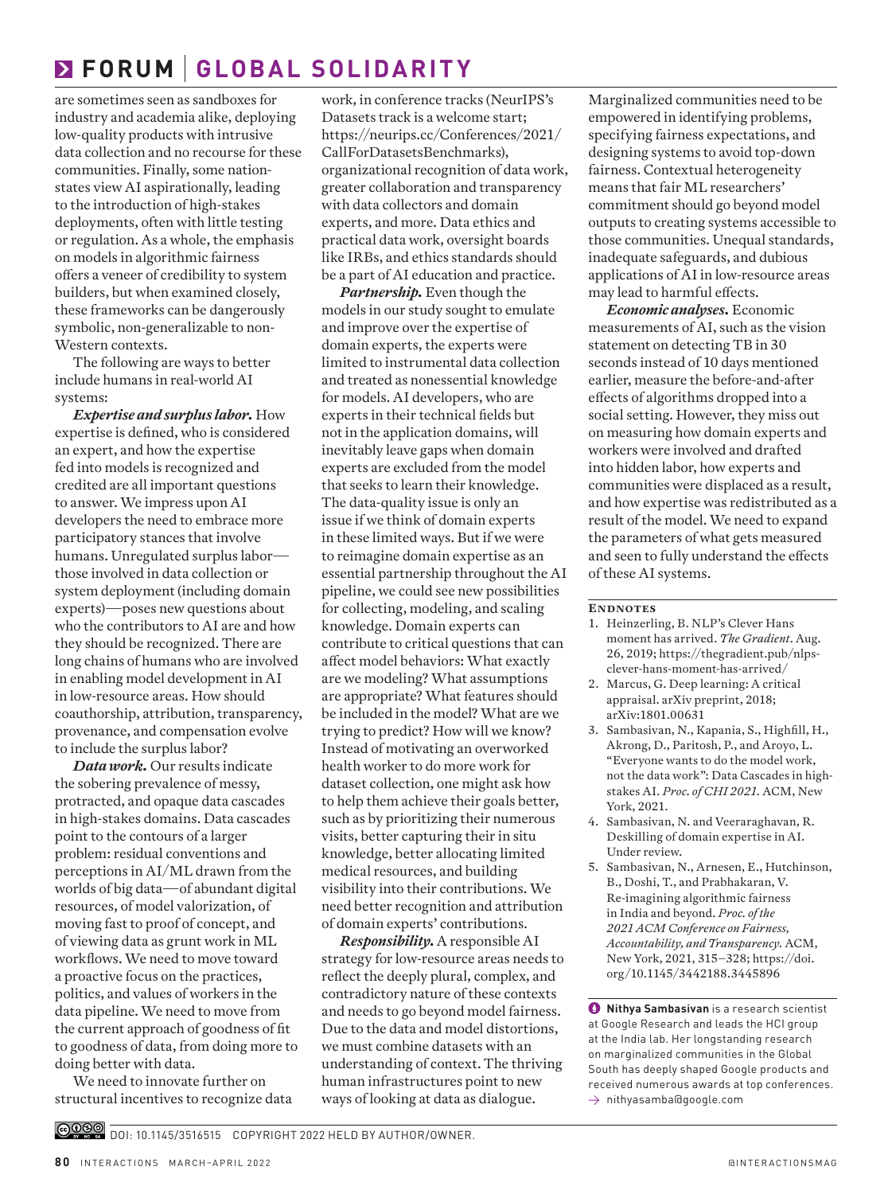are sometimes seen as sandboxes for industry and academia alike, deploying low-quality products with intrusive data collection and no recourse for these communities. Finally, some nation-states view AI aspirationally, leading to the introduction of high-stakes deployments, often with little testing or regulation. As a whole, the emphasis on models in algorithmic fairness offers a veneer of credibility to system builders, but when examined closely, these frameworks can be dangerously symbolic, non-generalizable to non-Western contexts.

The following are ways to better include humans in real-world AI systems:

***Expertise and surplus labor.*** How expertise is defined, who is considered an expert, and how the expertise fed into models is recognized and credited are all important questions to answer. We impress upon AI developers the need to embrace more participatory stances that involve humans. Unregulated surplus labor—those involved in data collection or system deployment (including domain experts)—poses new questions about who the contributors to AI are and how they should be recognized. There are long chains of humans who are involved in enabling model development in AI in low-resource areas. How should coauthorship, attribution, transparency, provenance, and compensation evolve to include the surplus labor?

***Data work.*** Our results indicate the sobering prevalence of messy, protracted, and opaque data cascades in high-stakes domains. Data cascades point to the contours of a larger problem: residual conventions and perceptions in AI/ML drawn from the worlds of big data—of abundant digital resources, of model valorization, of moving fast to proof of concept, and of viewing data as grunt work in ML workflows. We need to move toward a proactive focus on the practices, politics, and values of workers in the data pipeline. We need to move from the current approach of goodness of fit to goodness of data, from doing more to doing better with data.

We need to innovate further on structural incentives to recognize data work, in conference tracks (NeurIPS's Datasets track is a welcome start; https://neurips.cc/Conferences/2021/CallForDatasetsBenchmarks), organizational recognition of data work, greater collaboration and transparency with data collectors and domain experts, and more. Data ethics and practical data work, oversight boards like IRBs, and ethics standards should be a part of AI education and practice.

***Partnership.*** Even though the models in our study sought to emulate and improve over the expertise of domain experts, the experts were limited to instrumental data collection and treated as nonessential knowledge for models. AI developers, who are experts in their technical fields but not in the application domains, will inevitably leave gaps when domain experts are excluded from the model that seeks to learn their knowledge. The data-quality issue is only an issue if we think of domain experts in these limited ways. But if we were to reimagine domain expertise as an essential partnership throughout the AI pipeline, we could see new possibilities for collecting, modeling, and scaling knowledge. Domain experts can contribute to critical questions that can affect model behaviors: What exactly are we modeling? What assumptions are appropriate? What features should be included in the model? What are we trying to predict? How will we know? Instead of motivating an overworked health worker to do more work for dataset collection, one might ask how to help them achieve their goals better, such as by prioritizing their numerous visits, better capturing their in situ knowledge, better allocating limited medical resources, and building visibility into their contributions. We need better recognition and attribution of domain experts' contributions.

***Responsibility.*** A responsible AI strategy for low-resource areas needs to reflect the deeply plural, complex, and contradictory nature of these contexts and needs to go beyond model fairness. Due to the data and model distortions, we must combine datasets with an understanding of context. The thriving human infrastructures point to new ways of looking at data as dialogue. Marginalized communities need to be empowered in identifying problems, specifying fairness expectations, and designing systems to avoid top-down fairness. Contextual heterogeneity means that fair ML researchers' commitment should go beyond model outputs to creating systems accessible to those communities. Unequal standards, inadequate safeguards, and dubious applications of AI in low-resource areas may lead to harmful effects.

***Economic analyses.*** Economic measurements of AI, such as the vision statement on detecting TB in 30 seconds instead of 10 days mentioned earlier, measure the before-and-after effects of algorithms dropped into a social setting. However, they miss out on measuring how domain experts and workers were involved and drafted into hidden labor, how experts and communities were displaced as a result, and how expertise was redistributed as a result of the model. We need to expand the parameters of what gets measured and seen to fully understand the effects of these AI systems.

## Endnotes

1. Heinzerling, B. NLP's Clever Hans moment has arrived. *The Gradient*. Aug. 26, 2019; https://thegradient.pub/nlps-clever-hans-moment-has-arrived/
2. Marcus, G. Deep learning: A critical appraisal. arXiv preprint, 2018; arXiv:1801.00631
3. Sambasivan, N., Kapania, S., Highfill, H., Akrong, D., Paritosh, P., and Aroyo, L. "Everyone wants to do the model work, not the data work": Data Cascades in high-stakes AI. *Proc. of CHI 2021.* ACM, New York, 2021.
4. Sambasivan, N. and Veeraraghavan, R. Deskilling of domain expertise in AI. Under review.
5. Sambasivan, N., Arnesen, E., Hutchinson, B., Doshi, T., and Prabhakaran, V. Re-imagining algorithmic fairness in India and beyond. *Proc. of the 2021 ACM Conference on Fairness, Accountability, and Transparency.* ACM, New York, 2021, 315–328; https://doi.org/10.1145/3442188.3445896

**Nithya Sambasivan** is a research scientist at Google Research and leads the HCI group at the India lab. Her longstanding research on marginalized communities in the Global South has deeply shaped Google products and received numerous awards at top conferences.
→ nithyasamba@google.com

DOI: 10.1145/3516515 COPYRIGHT 2022 HELD BY AUTHOR/OWNER.